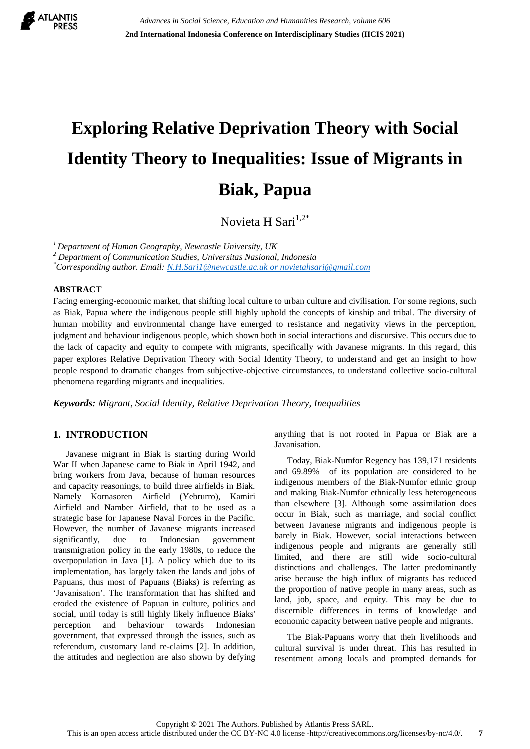# Exploring Relative Deprivation Theory with Social Identity Theory to Inequalities: Issue of Migrants in Biak, Papua

Novieta H Sari[1,2*]

[1] *Department of Human Geography, Newcastle University, UK*
[2] *Department of Communication Studies, Universitas Nasional, Indonesia*
[*] *Corresponding author. Email: N.H.Sari1@newcastle.ac.uk or novietahsari@gmail.com*

## ABSTRACT

Facing emerging-economic market, that shifting local culture to urban culture and civilisation. For some regions, such as Biak, Papua where the indigenous people still highly uphold the concepts of kinship and tribal. The diversity of human mobility and environmental change have emerged to resistance and negativity views in the perception, judgment and behaviour indigenous people, which shown both in social interactions and discursive. This occurs due to the lack of capacity and equity to compete with migrants, specifically with Javanese migrants. In this regard, this paper explores Relative Deprivation Theory with Social Identity Theory, to understand and get an insight to how people respond to dramatic changes from subjective-objective circumstances, to understand collective socio-cultural phenomena regarding migrants and inequalities.

***Keywords:** Migrant, Social Identity, Relative Deprivation Theory, Inequalities*

## 1. INTRODUCTION

Javanese migrant in Biak is starting during World War II when Japanese came to Biak in April 1942, and bring workers from Java, because of human resources and capacity reasonings, to build three airfields in Biak. Namely Kornasoren Airfield (Yebrurro), Kamiri Airfield and Namber Airfield, that to be used as a strategic base for Japanese Naval Forces in the Pacific. However, the number of Javanese migrants increased significantly, due to Indonesian government transmigration policy in the early 1980s, to reduce the overpopulation in Java [1]. A policy which due to its implementation, has largely taken the lands and jobs of Papuans, thus most of Papuans (Biaks) is referring as 'Javanisation'. The transformation that has shifted and eroded the existence of Papuan in culture, politics and social, until today is still highly likely influence Biaks' perception and behaviour towards Indonesian government, that expressed through the issues, such as referendum, customary land re-claims [2]. In addition, the attitudes and neglection are also shown by defying anything that is not rooted in Papua or Biak are a Javanisation.

Today, Biak-Numfor Regency has 139,171 residents and 69.89% of its population are considered to be indigenous members of the Biak-Numfor ethnic group and making Biak-Numfor ethnically less heterogeneous than elsewhere [3]. Although some assimilation does occur in Biak, such as marriage, and social conflict between Javanese migrants and indigenous people is barely in Biak. However, social interactions between indigenous people and migrants are generally still limited, and there are still wide socio-cultural distinctions and challenges. The latter predominantly arise because the high influx of migrants has reduced the proportion of native people in many areas, such as land, job, space, and equity. This may be due to discernible differences in terms of knowledge and economic capacity between native people and migrants.

The Biak-Papuans worry that their livelihoods and cultural survival is under threat. This has resulted in resentment among locals and prompted demands for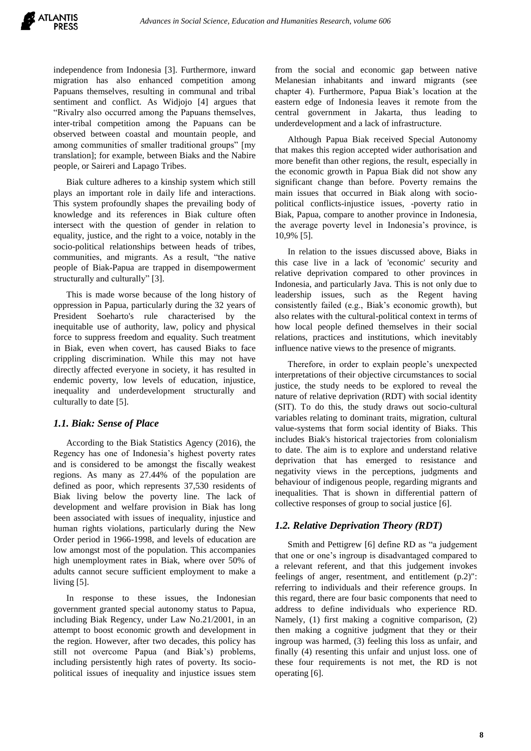independence from Indonesia [3]. Furthermore, inward migration has also enhanced competition among Papuans themselves, resulting in communal and tribal sentiment and conflict. As Widjojo [4] argues that "Rivalry also occurred among the Papuans themselves, inter-tribal competition among the Papuans can be observed between coastal and mountain people, and among communities of smaller traditional groups" [my translation]; for example, between Biaks and the Nabire people, or Saireri and Lapago Tribes.

Biak culture adheres to a kinship system which still plays an important role in daily life and interactions. This system profoundly shapes the prevailing body of knowledge and its references in Biak culture often intersect with the question of gender in relation to equality, justice, and the right to a voice, notably in the socio-political relationships between heads of tribes, communities, and migrants. As a result, "the native people of Biak-Papua are trapped in disempowerment structurally and culturally" [3].

This is made worse because of the long history of oppression in Papua, particularly during the 32 years of President Soeharto's rule characterised by the inequitable use of authority, law, policy and physical force to suppress freedom and equality. Such treatment in Biak, even when covert, has caused Biaks to face crippling discrimination. While this may not have directly affected everyone in society, it has resulted in endemic poverty, low levels of education, injustice, inequality and underdevelopment structurally and culturally to date [5].

### *1.1. Biak: Sense of Place*

According to the Biak Statistics Agency (2016), the Regency has one of Indonesia's highest poverty rates and is considered to be amongst the fiscally weakest regions. As many as 27.44% of the population are defined as poor, which represents 37,530 residents of Biak living below the poverty line. The lack of development and welfare provision in Biak has long been associated with issues of inequality, injustice and human rights violations, particularly during the New Order period in 1966-1998, and levels of education are low amongst most of the population. This accompanies high unemployment rates in Biak, where over 50% of adults cannot secure sufficient employment to make a living [5].

In response to these issues, the Indonesian government granted special autonomy status to Papua, including Biak Regency, under Law No.21/2001, in an attempt to boost economic growth and development in the region. However, after two decades, this policy has still not overcome Papua (and Biak's) problems, including persistently high rates of poverty. Its socio-political issues of inequality and injustice issues stem from the social and economic gap between native Melanesian inhabitants and inward migrants (see chapter 4). Furthermore, Papua Biak's location at the eastern edge of Indonesia leaves it remote from the central government in Jakarta, thus leading to underdevelopment and a lack of infrastructure.

Although Papua Biak received Special Autonomy that makes this region accepted wider authorisation and more benefit than other regions, the result, especially in the economic growth in Papua Biak did not show any significant change than before. Poverty remains the main issues that occurred in Biak along with socio-political conflicts-injustice issues, -poverty ratio in Biak, Papua, compare to another province in Indonesia, the average poverty level in Indonesia's province, is 10,9% [5].

In relation to the issues discussed above, Biaks in this case live in a lack of 'economic' security and relative deprivation compared to other provinces in Indonesia, and particularly Java. This is not only due to leadership issues, such as the Regent having consistently failed (e.g., Biak's economic growth), but also relates with the cultural-political context in terms of how local people defined themselves in their social relations, practices and institutions, which inevitably influence native views to the presence of migrants.

Therefore, in order to explain people's unexpected interpretations of their objective circumstances to social justice, the study needs to be explored to reveal the nature of relative deprivation (RDT) with social identity (SIT). To do this, the study draws out socio-cultural variables relating to dominant traits, migration, cultural value-systems that form social identity of Biaks. This includes Biak's historical trajectories from colonialism to date. The aim is to explore and understand relative deprivation that has emerged to resistance and negativity views in the perceptions, judgments and behaviour of indigenous people, regarding migrants and inequalities. That is shown in differential pattern of collective responses of group to social justice [6].

### *1.2. Relative Deprivation Theory (RDT)*

Smith and Pettigrew [6] define RD as "a judgement that one or one's ingroup is disadvantaged compared to a relevant referent, and that this judgement invokes feelings of anger, resentment, and entitlement (p.2)": referring to individuals and their reference groups. In this regard, there are four basic components that need to address to define individuals who experience RD. Namely, (1) first making a cognitive comparison, (2) then making a cognitive judgment that they or their ingroup was harmed, (3) feeling this loss as unfair, and finally (4) resenting this unfair and unjust loss. one of these four requirements is not met, the RD is not operating [6].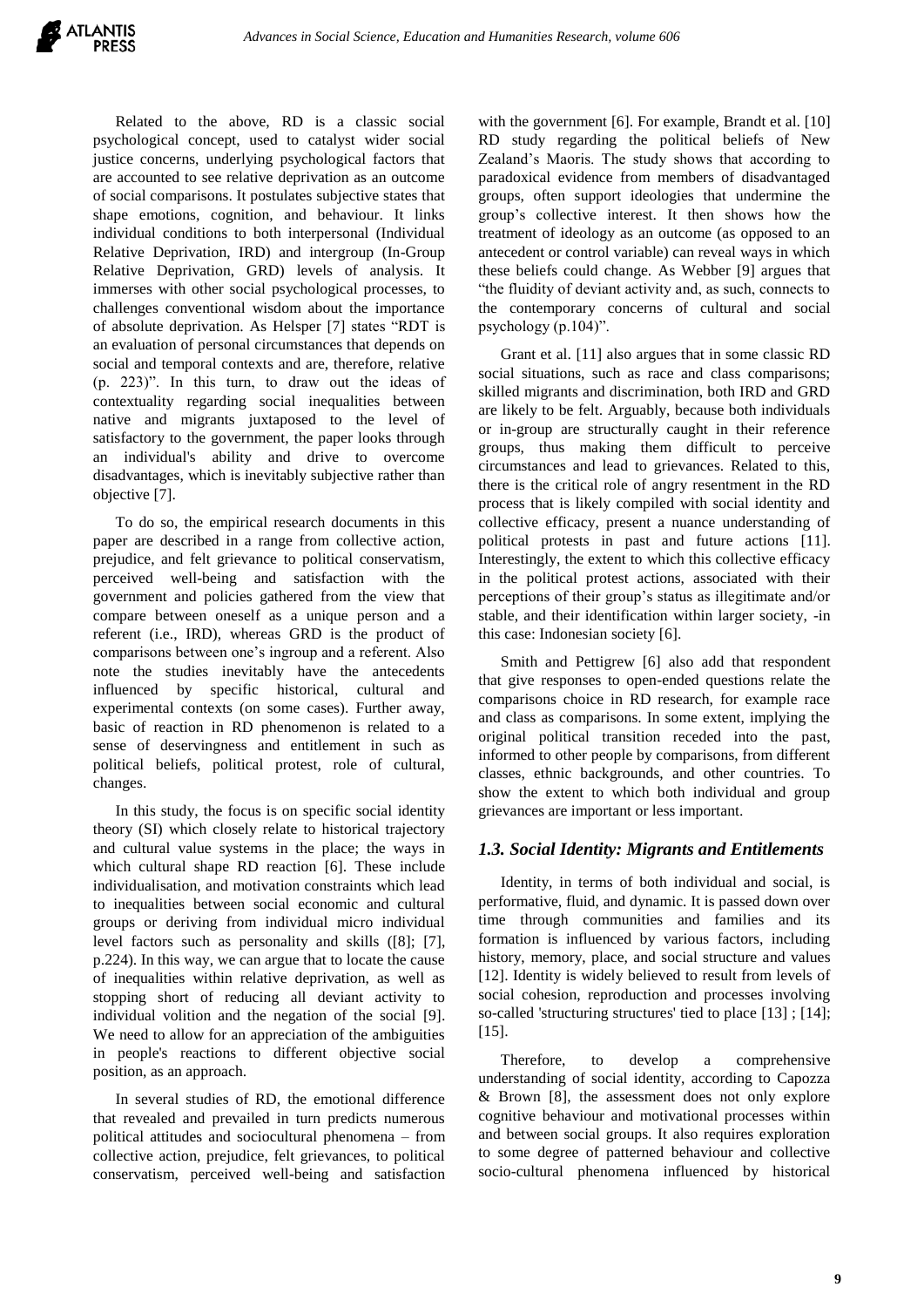Related to the above, RD is a classic social psychological concept, used to catalyst wider social justice concerns, underlying psychological factors that are accounted to see relative deprivation as an outcome of social comparisons. It postulates subjective states that shape emotions, cognition, and behaviour. It links individual conditions to both interpersonal (Individual Relative Deprivation, IRD) and intergroup (In-Group Relative Deprivation, GRD) levels of analysis. It immerses with other social psychological processes, to challenges conventional wisdom about the importance of absolute deprivation. As Helsper [7] states "RDT is an evaluation of personal circumstances that depends on social and temporal contexts and are, therefore, relative (p. 223)". In this turn, to draw out the ideas of contextuality regarding social inequalities between native and migrants juxtaposed to the level of satisfactory to the government, the paper looks through an individual's ability and drive to overcome disadvantages, which is inevitably subjective rather than objective [7].

To do so, the empirical research documents in this paper are described in a range from collective action, prejudice, and felt grievance to political conservatism, perceived well-being and satisfaction with the government and policies gathered from the view that compare between oneself as a unique person and a referent (i.e., IRD), whereas GRD is the product of comparisons between one's ingroup and a referent. Also note the studies inevitably have the antecedents influenced by specific historical, cultural and experimental contexts (on some cases). Further away, basic of reaction in RD phenomenon is related to a sense of deservingness and entitlement in such as political beliefs, political protest, role of cultural, changes.

In this study, the focus is on specific social identity theory (SI) which closely relate to historical trajectory and cultural value systems in the place; the ways in which cultural shape RD reaction [6]. These include individualisation, and motivation constraints which lead to inequalities between social economic and cultural groups or deriving from individual micro individual level factors such as personality and skills ([8]; [7], p.224). In this way, we can argue that to locate the cause of inequalities within relative deprivation, as well as stopping short of reducing all deviant activity to individual volition and the negation of the social [9]. We need to allow for an appreciation of the ambiguities in people's reactions to different objective social position, as an approach.

In several studies of RD, the emotional difference that revealed and prevailed in turn predicts numerous political attitudes and sociocultural phenomena – from collective action, prejudice, felt grievances, to political conservatism, perceived well-being and satisfaction with the government [6]. For example, Brandt et al. [10] RD study regarding the political beliefs of New Zealand's Maoris. The study shows that according to paradoxical evidence from members of disadvantaged groups, often support ideologies that undermine the group's collective interest. It then shows how the treatment of ideology as an outcome (as opposed to an antecedent or control variable) can reveal ways in which these beliefs could change. As Webber [9] argues that "the fluidity of deviant activity and, as such, connects to the contemporary concerns of cultural and social psychology (p.104)".

Grant et al. [11] also argues that in some classic RD social situations, such as race and class comparisons; skilled migrants and discrimination, both IRD and GRD are likely to be felt. Arguably, because both individuals or in-group are structurally caught in their reference groups, thus making them difficult to perceive circumstances and lead to grievances. Related to this, there is the critical role of angry resentment in the RD process that is likely compiled with social identity and collective efficacy, present a nuance understanding of political protests in past and future actions [11]. Interestingly, the extent to which this collective efficacy in the political protest actions, associated with their perceptions of their group's status as illegitimate and/or stable, and their identification within larger society, -in this case: Indonesian society [6].

Smith and Pettigrew [6] also add that respondent that give responses to open-ended questions relate the comparisons choice in RD research, for example race and class as comparisons. In some extent, implying the original political transition receded into the past, informed to other people by comparisons, from different classes, ethnic backgrounds, and other countries. To show the extent to which both individual and group grievances are important or less important.

### *1.3. Social Identity: Migrants and Entitlements*

Identity, in terms of both individual and social, is performative, fluid, and dynamic. It is passed down over time through communities and families and its formation is influenced by various factors, including history, memory, place, and social structure and values [12]. Identity is widely believed to result from levels of social cohesion, reproduction and processes involving so-called 'structuring structures' tied to place [13] ; [14]; [15].

Therefore, to develop a comprehensive understanding of social identity, according to Capozza & Brown [8], the assessment does not only explore cognitive behaviour and motivational processes within and between social groups. It also requires exploration to some degree of patterned behaviour and collective socio-cultural phenomena influenced by historical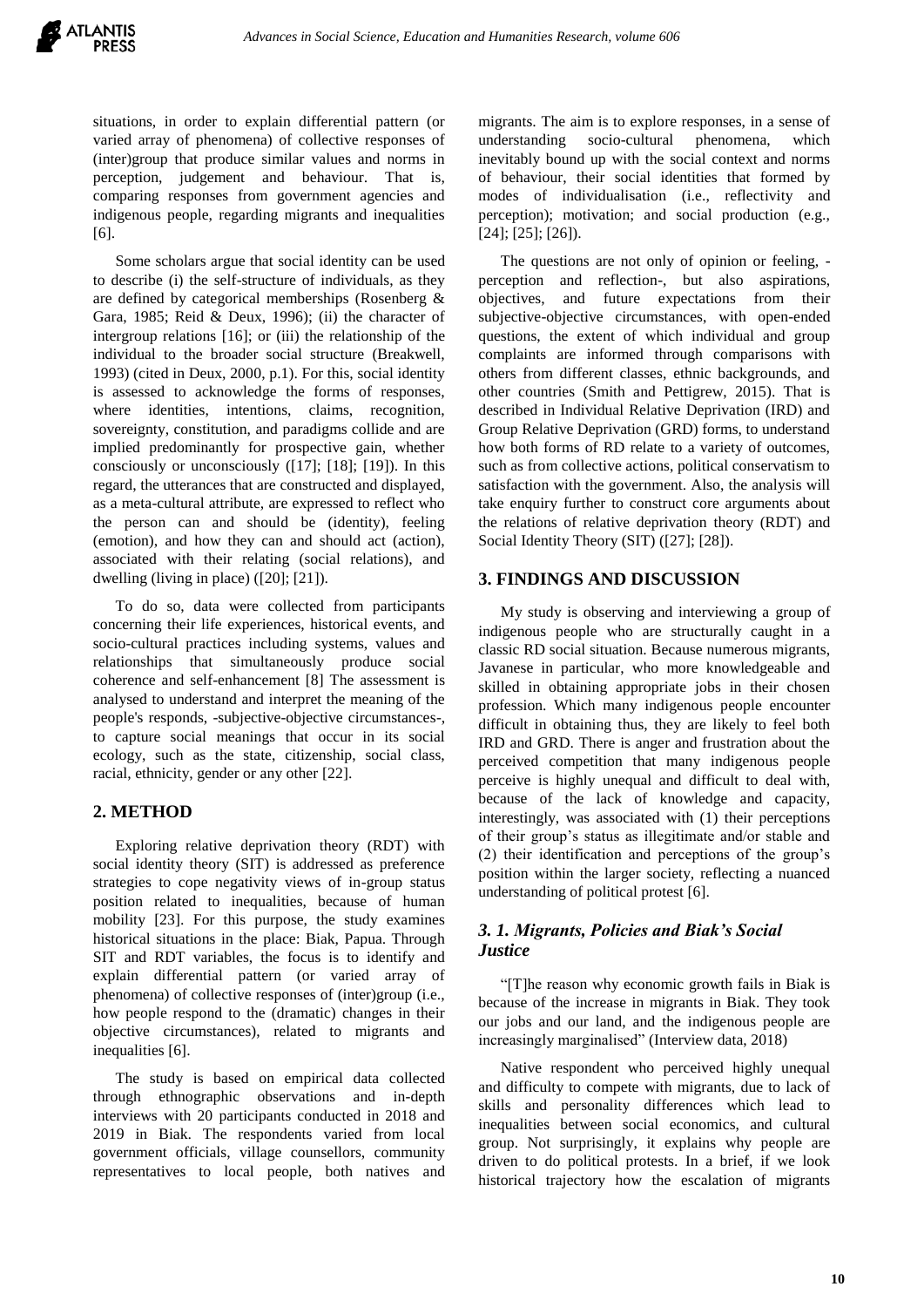situations, in order to explain differential pattern (or varied array of phenomena) of collective responses of (inter)group that produce similar values and norms in perception, judgement and behaviour. That is, comparing responses from government agencies and indigenous people, regarding migrants and inequalities [6].

Some scholars argue that social identity can be used to describe (i) the self-structure of individuals, as they are defined by categorical memberships (Rosenberg & Gara, 1985; Reid & Deux, 1996); (ii) the character of intergroup relations [16]; or (iii) the relationship of the individual to the broader social structure (Breakwell, 1993) (cited in Deux, 2000, p.1). For this, social identity is assessed to acknowledge the forms of responses, where identities, intentions, claims, recognition, sovereignty, constitution, and paradigms collide and are implied predominantly for prospective gain, whether consciously or unconsciously ([17]; [18]; [19]). In this regard, the utterances that are constructed and displayed, as a meta-cultural attribute, are expressed to reflect who the person can and should be (identity), feeling (emotion), and how they can and should act (action), associated with their relating (social relations), and dwelling (living in place) ([20]; [21]).

To do so, data were collected from participants concerning their life experiences, historical events, and socio-cultural practices including systems, values and relationships that simultaneously produce social coherence and self-enhancement [8] The assessment is analysed to understand and interpret the meaning of the people's responds, -subjective-objective circumstances-, to capture social meanings that occur in its social ecology, such as the state, citizenship, social class, racial, ethnicity, gender or any other [22].

## 2. METHOD

Exploring relative deprivation theory (RDT) with social identity theory (SIT) is addressed as preference strategies to cope negativity views of in-group status position related to inequalities, because of human mobility [23]. For this purpose, the study examines historical situations in the place: Biak, Papua. Through SIT and RDT variables, the focus is to identify and explain differential pattern (or varied array of phenomena) of collective responses of (inter)group (i.e., how people respond to the (dramatic) changes in their objective circumstances), related to migrants and inequalities [6].

The study is based on empirical data collected through ethnographic observations and in-depth interviews with 20 participants conducted in 2018 and 2019 in Biak. The respondents varied from local government officials, village counsellors, community representatives to local people, both natives and migrants. The aim is to explore responses, in a sense of understanding socio-cultural phenomena, which inevitably bound up with the social context and norms of behaviour, their social identities that formed by modes of individualisation (i.e., reflectivity and perception); motivation; and social production (e.g., [24]; [25]; [26]).

The questions are not only of opinion or feeling, -perception and reflection-, but also aspirations, objectives, and future expectations from their subjective-objective circumstances, with open-ended questions, the extent of which individual and group complaints are informed through comparisons with others from different classes, ethnic backgrounds, and other countries (Smith and Pettigrew, 2015). That is described in Individual Relative Deprivation (IRD) and Group Relative Deprivation (GRD) forms, to understand how both forms of RD relate to a variety of outcomes, such as from collective actions, political conservatism to satisfaction with the government. Also, the analysis will take enquiry further to construct core arguments about the relations of relative deprivation theory (RDT) and Social Identity Theory (SIT) ([27]; [28]).

## 3. FINDINGS AND DISCUSSION

My study is observing and interviewing a group of indigenous people who are structurally caught in a classic RD social situation. Because numerous migrants, Javanese in particular, who more knowledgeable and skilled in obtaining appropriate jobs in their chosen profession. Which many indigenous people encounter difficult in obtaining thus, they are likely to feel both IRD and GRD. There is anger and frustration about the perceived competition that many indigenous people perceive is highly unequal and difficult to deal with, because of the lack of knowledge and capacity, interestingly, was associated with (1) their perceptions of their group's status as illegitimate and/or stable and (2) their identification and perceptions of the group's position within the larger society, reflecting a nuanced understanding of political protest [6].

### *3. 1. Migrants, Policies and Biak's Social Justice*

"[T]he reason why economic growth fails in Biak is because of the increase in migrants in Biak. They took our jobs and our land, and the indigenous people are increasingly marginalised" (Interview data, 2018)

Native respondent who perceived highly unequal and difficulty to compete with migrants, due to lack of skills and personality differences which lead to inequalities between social economics, and cultural group. Not surprisingly, it explains why people are driven to do political protests. In a brief, if we look historical trajectory how the escalation of migrants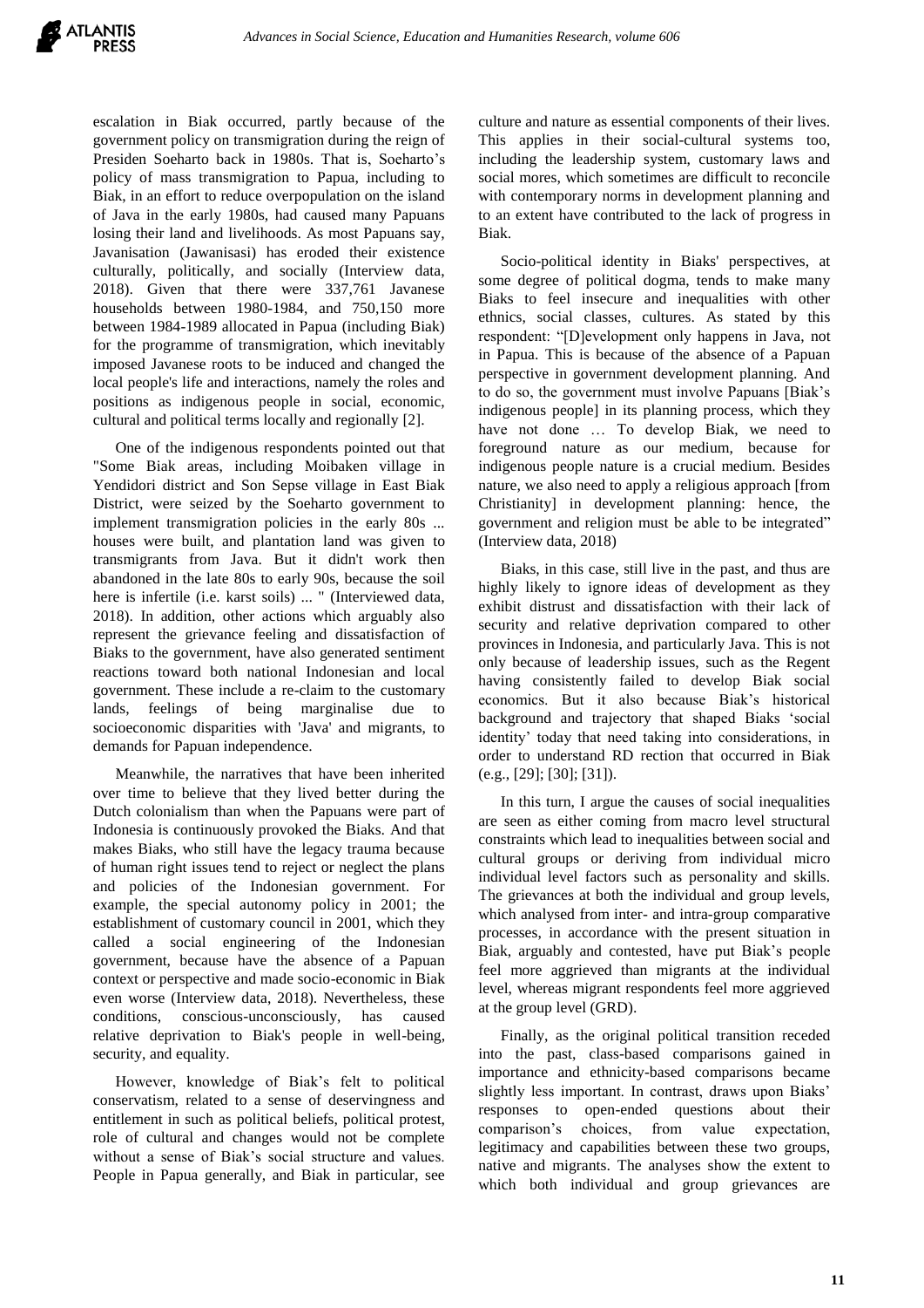escalation in Biak occurred, partly because of the government policy on transmigration during the reign of Presiden Soeharto back in 1980s. That is, Soeharto's policy of mass transmigration to Papua, including to Biak, in an effort to reduce overpopulation on the island of Java in the early 1980s, had caused many Papuans losing their land and livelihoods. As most Papuans say, Javanisation (Jawanisasi) has eroded their existence culturally, politically, and socially (Interview data, 2018). Given that there were 337,761 Javanese households between 1980-1984, and 750,150 more between 1984-1989 allocated in Papua (including Biak) for the programme of transmigration, which inevitably imposed Javanese roots to be induced and changed the local people's life and interactions, namely the roles and positions as indigenous people in social, economic, cultural and political terms locally and regionally [2].

One of the indigenous respondents pointed out that "Some Biak areas, including Moibaken village in Yendidori district and Son Sepse village in East Biak District, were seized by the Soeharto government to implement transmigration policies in the early 80s ... houses were built, and plantation land was given to transmigrants from Java. But it didn't work then abandoned in the late 80s to early 90s, because the soil here is infertile (i.e. karst soils) ... " (Interviewed data, 2018). In addition, other actions which arguably also represent the grievance feeling and dissatisfaction of Biaks to the government, have also generated sentiment reactions toward both national Indonesian and local government. These include a re-claim to the customary lands, feelings of being marginalise due to socioeconomic disparities with 'Java' and migrants, to demands for Papuan independence.

Meanwhile, the narratives that have been inherited over time to believe that they lived better during the Dutch colonialism than when the Papuans were part of Indonesia is continuously provoked the Biaks. And that makes Biaks, who still have the legacy trauma because of human right issues tend to reject or neglect the plans and policies of the Indonesian government. For example, the special autonomy policy in 2001; the establishment of customary council in 2001, which they called a social engineering of the Indonesian government, because have the absence of a Papuan context or perspective and made socio-economic in Biak even worse (Interview data, 2018). Nevertheless, these conditions, conscious-unconsciously, has caused relative deprivation to Biak's people in well-being, security, and equality.

However, knowledge of Biak's felt to political conservatism, related to a sense of deservingness and entitlement in such as political beliefs, political protest, role of cultural and changes would not be complete without a sense of Biak's social structure and values. People in Papua generally, and Biak in particular, see culture and nature as essential components of their lives. This applies in their social-cultural systems too, including the leadership system, customary laws and social mores, which sometimes are difficult to reconcile with contemporary norms in development planning and to an extent have contributed to the lack of progress in Biak.

Socio-political identity in Biaks' perspectives, at some degree of political dogma, tends to make many Biaks to feel insecure and inequalities with other ethnics, social classes, cultures. As stated by this respondent: "[D]evelopment only happens in Java, not in Papua. This is because of the absence of a Papuan perspective in government development planning. And to do so, the government must involve Papuans [Biak's indigenous people] in its planning process, which they have not done … To develop Biak, we need to foreground nature as our medium, because for indigenous people nature is a crucial medium. Besides nature, we also need to apply a religious approach [from Christianity] in development planning: hence, the government and religion must be able to be integrated" (Interview data, 2018)

Biaks, in this case, still live in the past, and thus are highly likely to ignore ideas of development as they exhibit distrust and dissatisfaction with their lack of security and relative deprivation compared to other provinces in Indonesia, and particularly Java. This is not only because of leadership issues, such as the Regent having consistently failed to develop Biak social economics. But it also because Biak's historical background and trajectory that shaped Biaks 'social identity' today that need taking into considerations, in order to understand RD rection that occurred in Biak (e.g., [29]; [30]; [31]).

In this turn, I argue the causes of social inequalities are seen as either coming from macro level structural constraints which lead to inequalities between social and cultural groups or deriving from individual micro individual level factors such as personality and skills. The grievances at both the individual and group levels, which analysed from inter- and intra-group comparative processes, in accordance with the present situation in Biak, arguably and contested, have put Biak's people feel more aggrieved than migrants at the individual level, whereas migrant respondents feel more aggrieved at the group level (GRD).

Finally, as the original political transition receded into the past, class-based comparisons gained in importance and ethnicity-based comparisons became slightly less important. In contrast, draws upon Biaks' responses to open-ended questions about their comparison's choices, from value expectation, legitimacy and capabilities between these two groups, native and migrants. The analyses show the extent to which both individual and group grievances are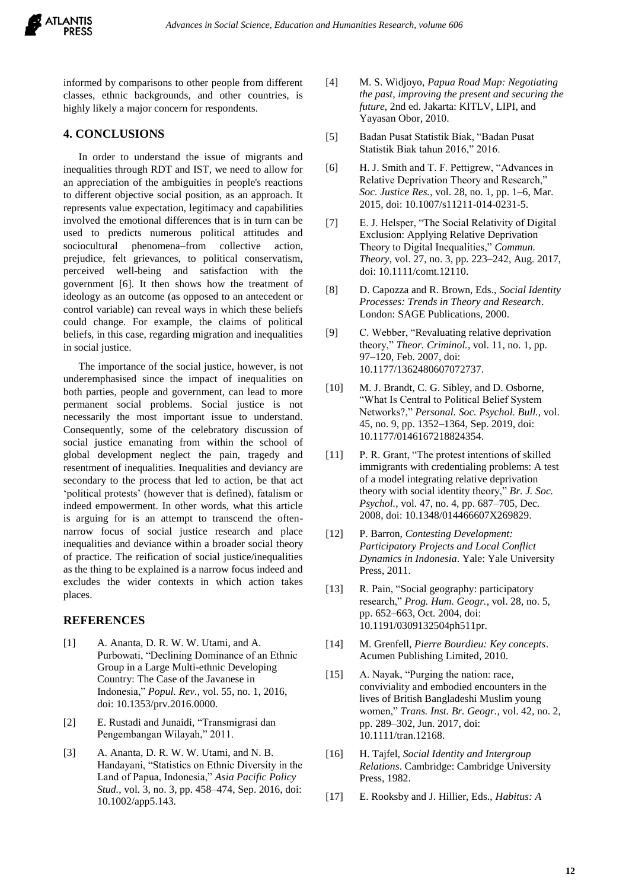informed by comparisons to other people from different classes, ethnic backgrounds, and other countries, is highly likely a major concern for respondents.

## 4. CONCLUSIONS

In order to understand the issue of migrants and inequalities through RDT and IST, we need to allow for an appreciation of the ambiguities in people's reactions to different objective social position, as an approach. It represents value expectation, legitimacy and capabilities involved the emotional differences that is in turn can be used to predicts numerous political attitudes and sociocultural phenomena–from collective action, prejudice, felt grievances, to political conservatism, perceived well-being and satisfaction with the government [6]. It then shows how the treatment of ideology as an outcome (as opposed to an antecedent or control variable) can reveal ways in which these beliefs could change. For example, the claims of political beliefs, in this case, regarding migration and inequalities in social justice.

The importance of the social justice, however, is not underemphasised since the impact of inequalities on both parties, people and government, can lead to more permanent social problems. Social justice is not necessarily the most important issue to understand. Consequently, some of the celebratory discussion of social justice emanating from within the school of global development neglect the pain, tragedy and resentment of inequalities. Inequalities and deviancy are secondary to the process that led to action, be that act 'political protests' (however that is defined), fatalism or indeed empowerment. In other words, what this article is arguing for is an attempt to transcend the often-narrow focus of social justice research and place inequalities and deviance within a broader social theory of practice. The reification of social justice/inequalities as the thing to be explained is a narrow focus indeed and excludes the wider contexts in which action takes places.

## REFERENCES

[1] A. Ananta, D. R. W. W. Utami, and A. Purbowati, "Declining Dominance of an Ethnic Group in a Large Multi-ethnic Developing Country: The Case of the Javanese in Indonesia," *Popul. Rev.*, vol. 55, no. 1, 2016, doi: 10.1353/prv.2016.0000.

[2] E. Rustadi and Junaidi, "Transmigrasi dan Pengembangan Wilayah," 2011.

[3] A. Ananta, D. R. W. W. Utami, and N. B. Handayani, "Statistics on Ethnic Diversity in the Land of Papua, Indonesia," *Asia Pacific Policy Stud.*, vol. 3, no. 3, pp. 458–474, Sep. 2016, doi: 10.1002/app5.143.

[4] M. S. Widjoyo, *Papua Road Map: Negotiating the past, improving the present and securing the future*, 2nd ed. Jakarta: KITLV, LIPI, and Yayasan Obor, 2010.

[5] Badan Pusat Statistik Biak, "Badan Pusat Statistik Biak tahun 2016," 2016.

[6] H. J. Smith and T. F. Pettigrew, "Advances in Relative Deprivation Theory and Research," *Soc. Justice Res.*, vol. 28, no. 1, pp. 1–6, Mar. 2015, doi: 10.1007/s11211-014-0231-5.

[7] E. J. Helsper, "The Social Relativity of Digital Exclusion: Applying Relative Deprivation Theory to Digital Inequalities," *Commun. Theory*, vol. 27, no. 3, pp. 223–242, Aug. 2017, doi: 10.1111/comt.12110.

[8] D. Capozza and R. Brown, Eds., *Social Identity Processes: Trends in Theory and Research*. London: SAGE Publications, 2000.

[9] C. Webber, "Revaluating relative deprivation theory," *Theor. Criminol.*, vol. 11, no. 1, pp. 97–120, Feb. 2007, doi: 10.1177/1362480607072737.

[10] M. J. Brandt, C. G. Sibley, and D. Osborne, "What Is Central to Political Belief System Networks?," *Personal. Soc. Psychol. Bull.*, vol. 45, no. 9, pp. 1352–1364, Sep. 2019, doi: 10.1177/0146167218824354.

[11] P. R. Grant, "The protest intentions of skilled immigrants with credentialing problems: A test of a model integrating relative deprivation theory with social identity theory," *Br. J. Soc. Psychol.*, vol. 47, no. 4, pp. 687–705, Dec. 2008, doi: 10.1348/014466607X269829.

[12] P. Barron, *Contesting Development: Participatory Projects and Local Conflict Dynamics in Indonesia*. Yale: Yale University Press, 2011.

[13] R. Pain, "Social geography: participatory research," *Prog. Hum. Geogr.*, vol. 28, no. 5, pp. 652–663, Oct. 2004, doi: 10.1191/0309132504ph511pr.

[14] M. Grenfell, *Pierre Bourdieu: Key concepts*. Acumen Publishing Limited, 2010.

[15] A. Nayak, "Purging the nation: race, conviviality and embodied encounters in the lives of British Bangladeshi Muslim young women," *Trans. Inst. Br. Geogr.*, vol. 42, no. 2, pp. 289–302, Jun. 2017, doi: 10.1111/tran.12168.

[16] H. Tajfel, *Social Identity and Intergroup Relations*. Cambridge: Cambridge University Press, 1982.

[17] E. Rooksby and J. Hillier, Eds., *Habitus: A*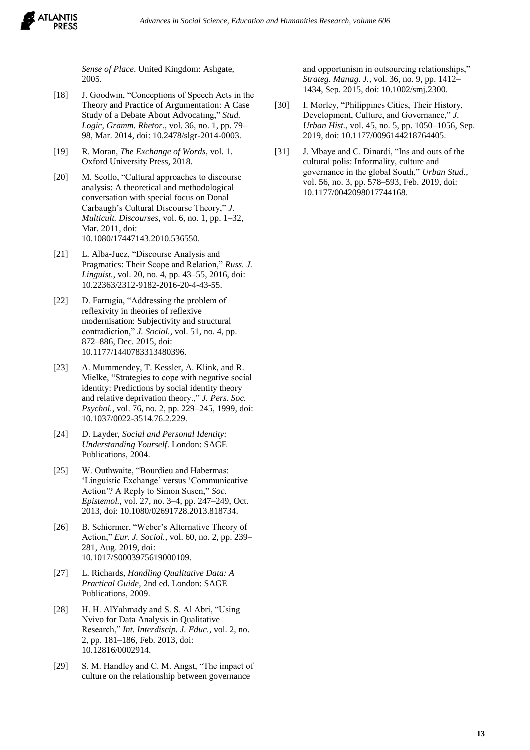*Sense of Place*. United Kingdom: Ashgate, 2005.

[18] J. Goodwin, "Conceptions of Speech Acts in the Theory and Practice of Argumentation: A Case Study of a Debate About Advocating," *Stud. Logic, Gramm. Rhetor.*, vol. 36, no. 1, pp. 79–98, Mar. 2014, doi: 10.2478/slgr-2014-0003.

[19] R. Moran, *The Exchange of Words*, vol. 1. Oxford University Press, 2018.

[20] M. Scollo, "Cultural approaches to discourse analysis: A theoretical and methodological conversation with special focus on Donal Carbaugh's Cultural Discourse Theory," *J. Multicult. Discourses*, vol. 6, no. 1, pp. 1–32, Mar. 2011, doi: 10.1080/17447143.2010.536550.

[21] L. Alba-Juez, "Discourse Analysis and Pragmatics: Their Scope and Relation," *Russ. J. Linguist.*, vol. 20, no. 4, pp. 43–55, 2016, doi: 10.22363/2312-9182-2016-20-4-43-55.

[22] D. Farrugia, "Addressing the problem of reflexivity in theories of reflexive modernisation: Subjectivity and structural contradiction," *J. Sociol.*, vol. 51, no. 4, pp. 872–886, Dec. 2015, doi: 10.1177/1440783313480396.

[23] A. Mummendey, T. Kessler, A. Klink, and R. Mielke, "Strategies to cope with negative social identity: Predictions by social identity theory and relative deprivation theory.," *J. Pers. Soc. Psychol.*, vol. 76, no. 2, pp. 229–245, 1999, doi: 10.1037/0022-3514.76.2.229.

[24] D. Layder, *Social and Personal Identity: Understanding Yourself*. London: SAGE Publications, 2004.

[25] W. Outhwaite, "Bourdieu and Habermas: 'Linguistic Exchange' versus 'Communicative Action'? A Reply to Simon Susen," *Soc. Epistemol.*, vol. 27, no. 3–4, pp. 247–249, Oct. 2013, doi: 10.1080/02691728.2013.818734.

[26] B. Schiermer, "Weber's Alternative Theory of Action," *Eur. J. Sociol.*, vol. 60, no. 2, pp. 239–281, Aug. 2019, doi: 10.1017/S0003975619000109.

[27] L. Richards, *Handling Qualitative Data: A Practical Guide*, 2nd ed. London: SAGE Publications, 2009.

[28] H. H. AlYahmady and S. S. Al Abri, "Using Nvivo for Data Analysis in Qualitative Research," *Int. Interdiscip. J. Educ.*, vol. 2, no. 2, pp. 181–186, Feb. 2013, doi: 10.12816/0002914.

[29] S. M. Handley and C. M. Angst, "The impact of culture on the relationship between governance and opportunism in outsourcing relationships," *Strateg. Manag. J.*, vol. 36, no. 9, pp. 1412–1434, Sep. 2015, doi: 10.1002/smj.2300.

[30] I. Morley, "Philippines Cities, Their History, Development, Culture, and Governance," *J. Urban Hist.*, vol. 45, no. 5, pp. 1050–1056, Sep. 2019, doi: 10.1177/0096144218764405.

[31] J. Mbaye and C. Dinardi, "Ins and outs of the cultural polis: Informality, culture and governance in the global South," *Urban Stud.*, vol. 56, no. 3, pp. 578–593, Feb. 2019, doi: 10.1177/0042098017744168.